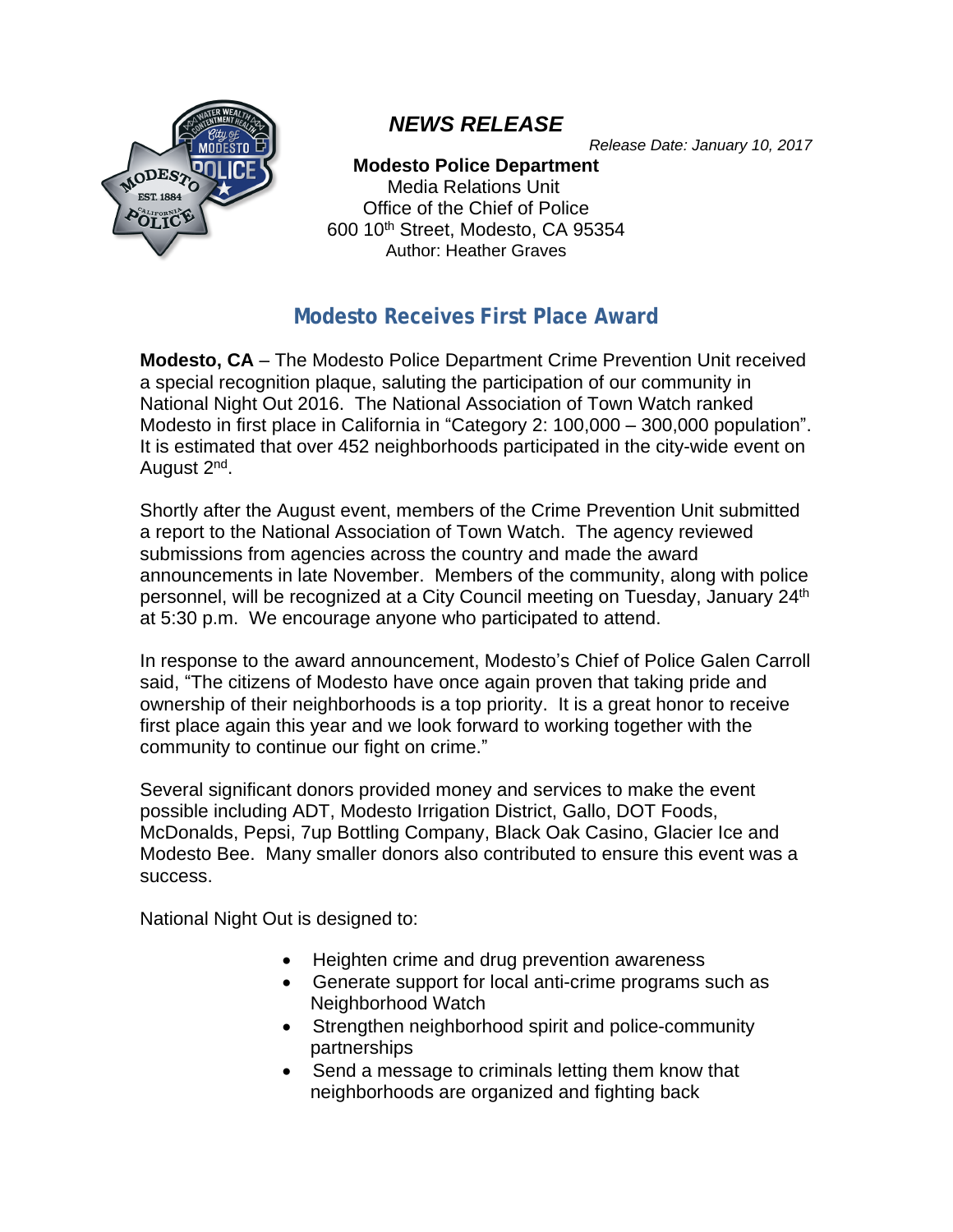# *NEWS RELEASE*

*Release Date: January 10, 2017*

**Modesto Police Department**
Media Relations Unit
Office of the Chief of Police
600 10th Street, Modesto, CA 95354
Author: Heather Graves

## Modesto Receives First Place Award

**Modesto, CA** – The Modesto Police Department Crime Prevention Unit received a special recognition plaque, saluting the participation of our community in National Night Out 2016. The National Association of Town Watch ranked Modesto in first place in California in "Category 2: 100,000 – 300,000 population". It is estimated that over 452 neighborhoods participated in the city-wide event on August 2nd.

Shortly after the August event, members of the Crime Prevention Unit submitted a report to the National Association of Town Watch. The agency reviewed submissions from agencies across the country and made the award announcements in late November. Members of the community, along with police personnel, will be recognized at a City Council meeting on Tuesday, January 24th at 5:30 p.m. We encourage anyone who participated to attend.

In response to the award announcement, Modesto's Chief of Police Galen Carroll said, "The citizens of Modesto have once again proven that taking pride and ownership of their neighborhoods is a top priority. It is a great honor to receive first place again this year and we look forward to working together with the community to continue our fight on crime."

Several significant donors provided money and services to make the event possible including ADT, Modesto Irrigation District, Gallo, DOT Foods, McDonalds, Pepsi, 7up Bottling Company, Black Oak Casino, Glacier Ice and Modesto Bee. Many smaller donors also contributed to ensure this event was a success.

National Night Out is designed to:

- Heighten crime and drug prevention awareness
- Generate support for local anti-crime programs such as Neighborhood Watch
- Strengthen neighborhood spirit and police-community partnerships
- Send a message to criminals letting them know that neighborhoods are organized and fighting back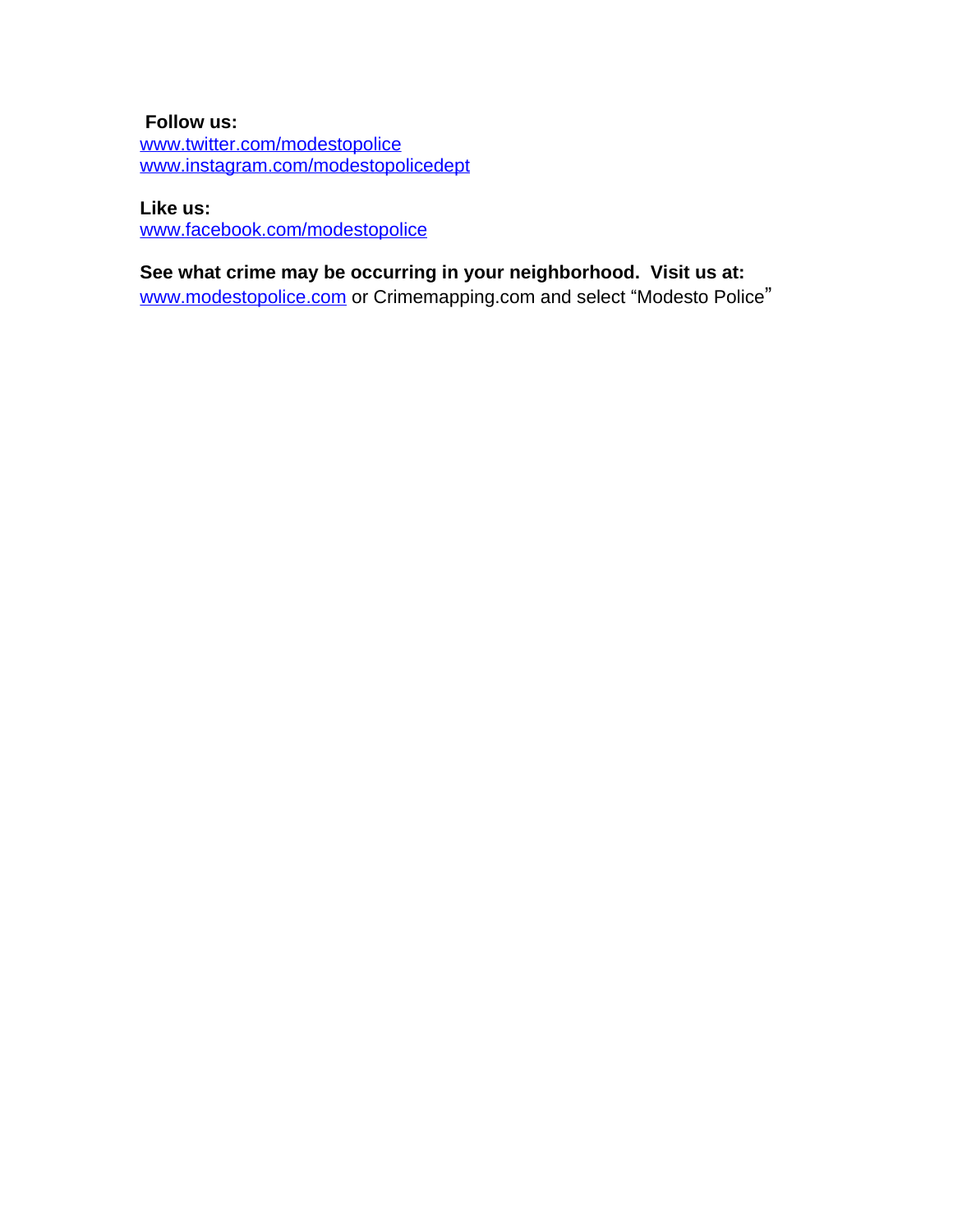**Follow us:**
www.twitter.com/modestopolice
www.instagram.com/modestopolicedept

**Like us:**
www.facebook.com/modestopolice

**See what crime may be occurring in your neighborhood. Visit us at:**
www.modestopolice.com or Crimemapping.com and select "Modesto Police"